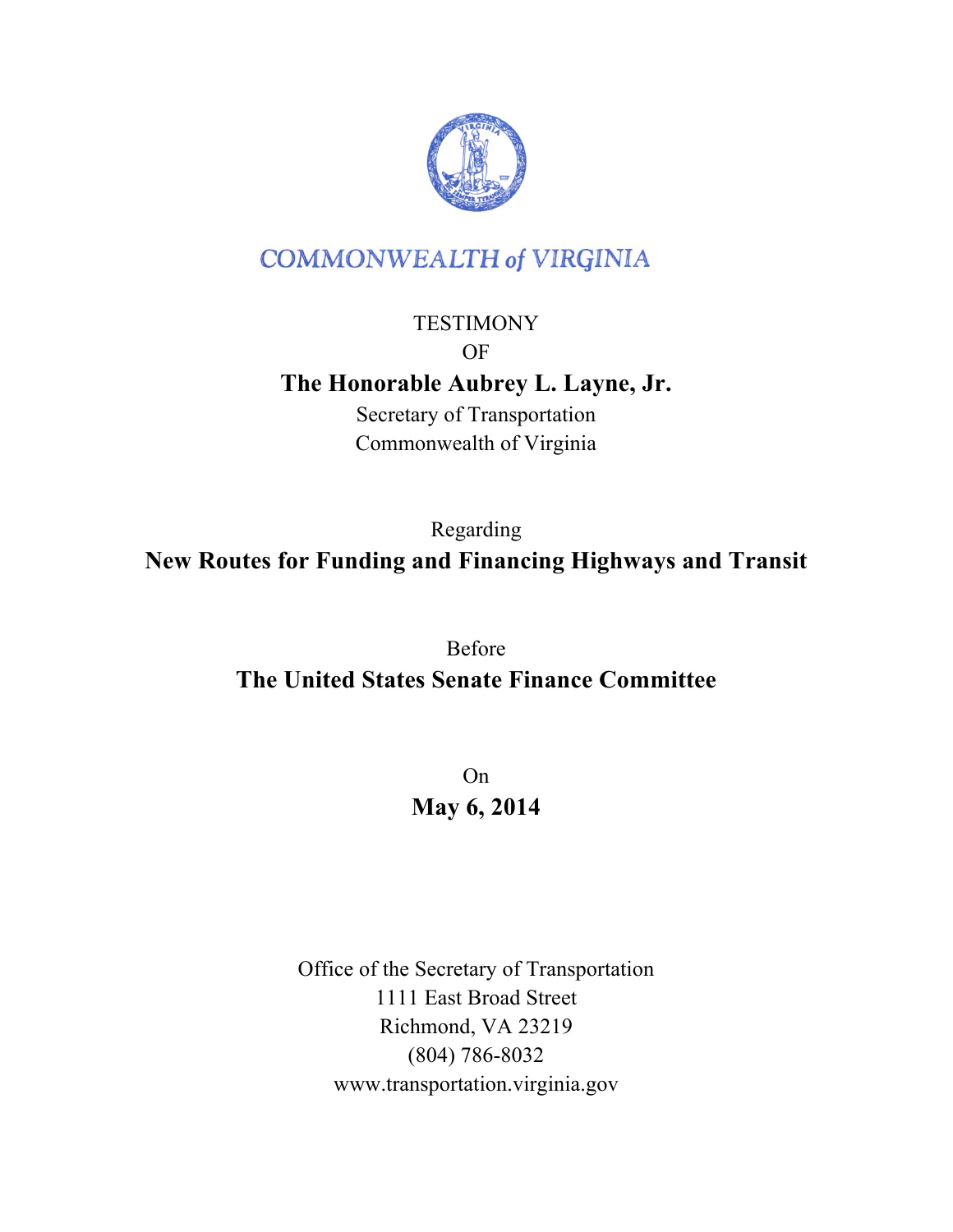COMMONWEALTH of VIRGINIA

TESTIMONY

OF

**The Honorable Aubrey L. Layne, Jr.**

Secretary of Transportation

Commonwealth of Virginia

Regarding

**New Routes for Funding and Financing Highways and Transit**

Before

**The United States Senate Finance Committee**

On

**May 6, 2014**

Office of the Secretary of Transportation

1111 East Broad Street

Richmond, VA 23219

(804) 786-8032

www.transportation.virginia.gov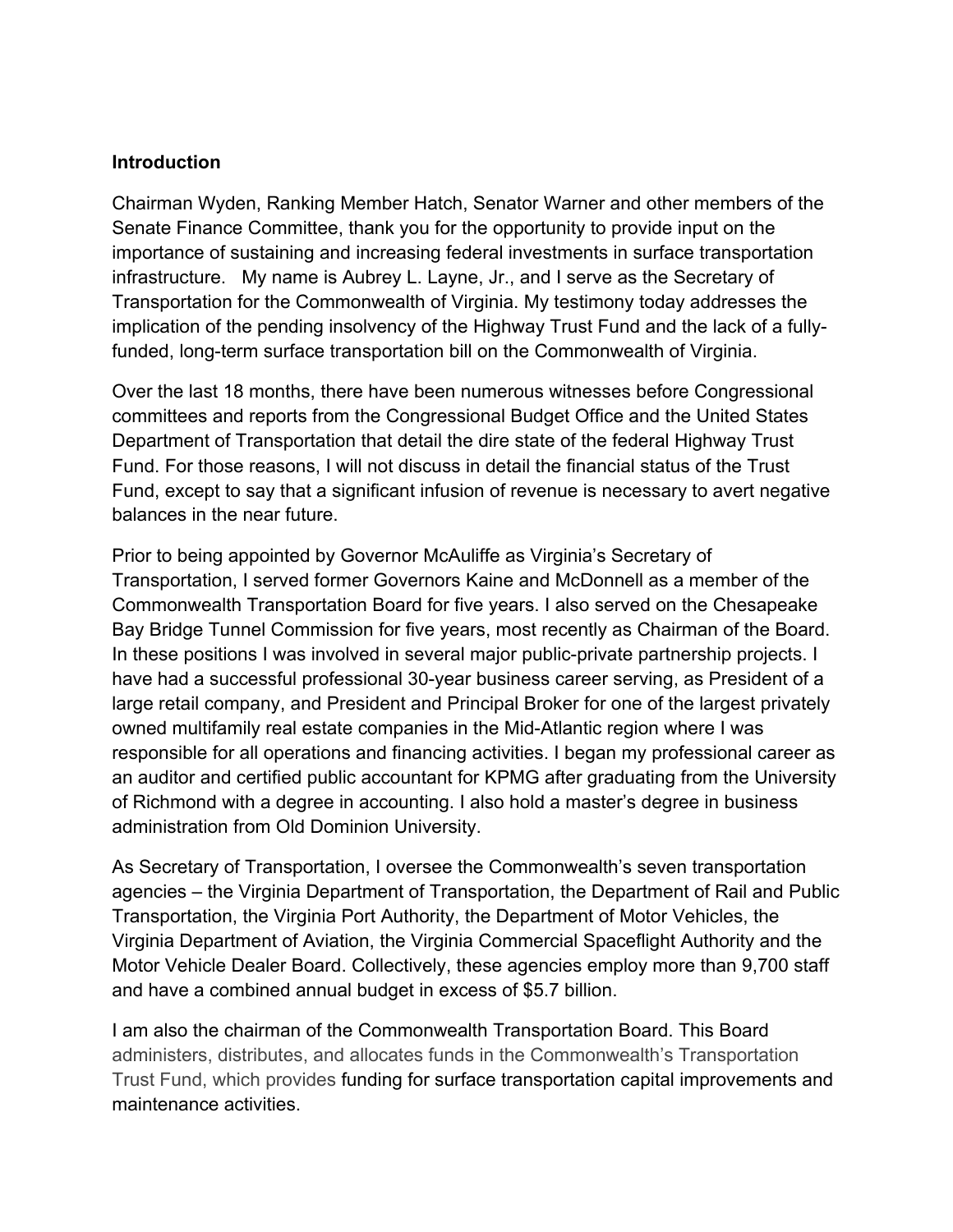## Introduction

Chairman Wyden, Ranking Member Hatch, Senator Warner and other members of the Senate Finance Committee, thank you for the opportunity to provide input on the importance of sustaining and increasing federal investments in surface transportation infrastructure. My name is Aubrey L. Layne, Jr., and I serve as the Secretary of Transportation for the Commonwealth of Virginia. My testimony today addresses the implication of the pending insolvency of the Highway Trust Fund and the lack of a fully-funded, long-term surface transportation bill on the Commonwealth of Virginia.

Over the last 18 months, there have been numerous witnesses before Congressional committees and reports from the Congressional Budget Office and the United States Department of Transportation that detail the dire state of the federal Highway Trust Fund. For those reasons, I will not discuss in detail the financial status of the Trust Fund, except to say that a significant infusion of revenue is necessary to avert negative balances in the near future.

Prior to being appointed by Governor McAuliffe as Virginia's Secretary of Transportation, I served former Governors Kaine and McDonnell as a member of the Commonwealth Transportation Board for five years. I also served on the Chesapeake Bay Bridge Tunnel Commission for five years, most recently as Chairman of the Board. In these positions I was involved in several major public-private partnership projects. I have had a successful professional 30-year business career serving, as President of a large retail company, and President and Principal Broker for one of the largest privately owned multifamily real estate companies in the Mid-Atlantic region where I was responsible for all operations and financing activities. I began my professional career as an auditor and certified public accountant for KPMG after graduating from the University of Richmond with a degree in accounting. I also hold a master's degree in business administration from Old Dominion University.

As Secretary of Transportation, I oversee the Commonwealth's seven transportation agencies – the Virginia Department of Transportation, the Department of Rail and Public Transportation, the Virginia Port Authority, the Department of Motor Vehicles, the Virginia Department of Aviation, the Virginia Commercial Spaceflight Authority and the Motor Vehicle Dealer Board. Collectively, these agencies employ more than 9,700 staff and have a combined annual budget in excess of $5.7 billion.

I am also the chairman of the Commonwealth Transportation Board. This Board administers, distributes, and allocates funds in the Commonwealth's Transportation Trust Fund, which provides funding for surface transportation capital improvements and maintenance activities.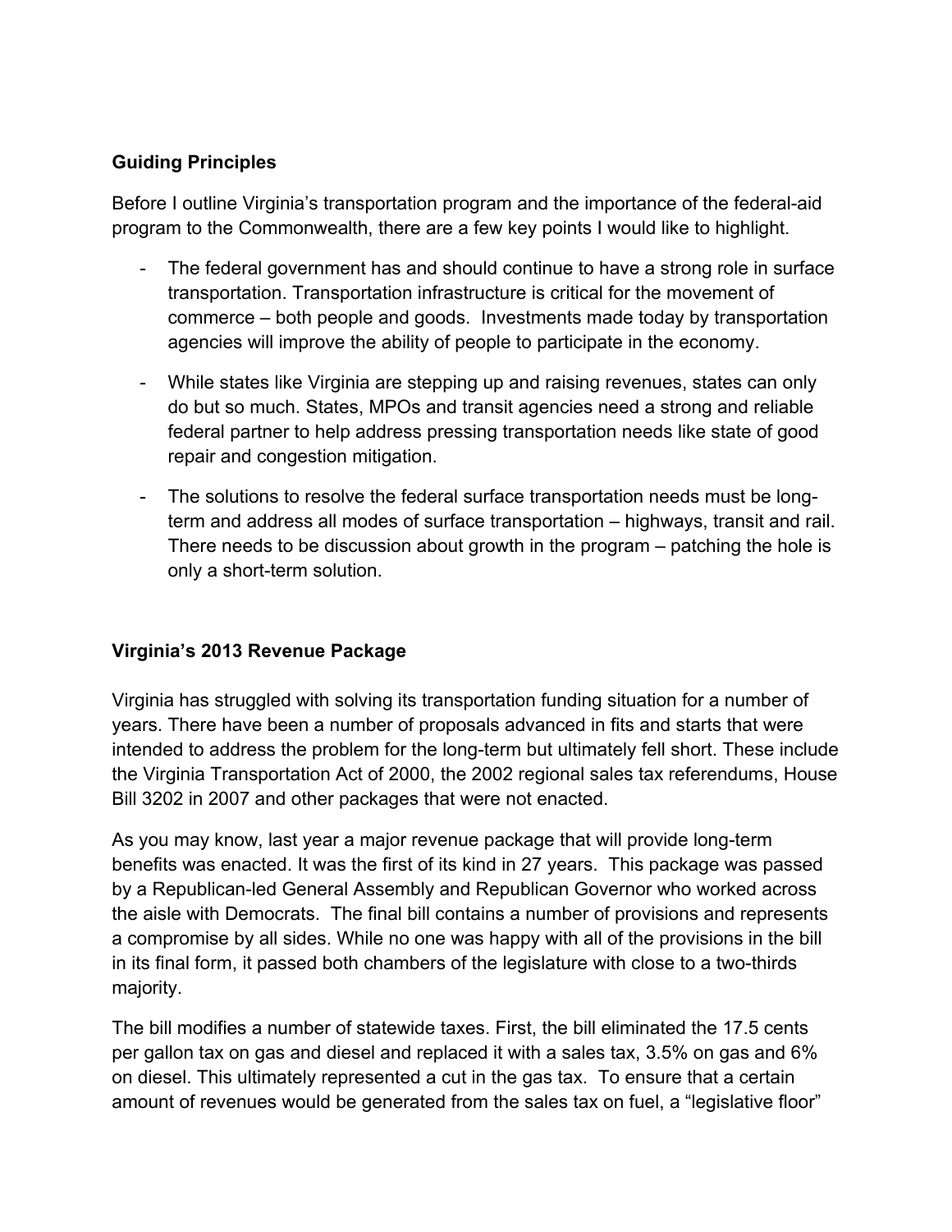**Guiding Principles**

Before I outline Virginia's transportation program and the importance of the federal-aid program to the Commonwealth, there are a few key points I would like to highlight.

- The federal government has and should continue to have a strong role in surface transportation. Transportation infrastructure is critical for the movement of commerce – both people and goods. Investments made today by transportation agencies will improve the ability of people to participate in the economy.

- While states like Virginia are stepping up and raising revenues, states can only do but so much. States, MPOs and transit agencies need a strong and reliable federal partner to help address pressing transportation needs like state of good repair and congestion mitigation.

- The solutions to resolve the federal surface transportation needs must be long-term and address all modes of surface transportation – highways, transit and rail. There needs to be discussion about growth in the program – patching the hole is only a short-term solution.

**Virginia's 2013 Revenue Package**

Virginia has struggled with solving its transportation funding situation for a number of years. There have been a number of proposals advanced in fits and starts that were intended to address the problem for the long-term but ultimately fell short. These include the Virginia Transportation Act of 2000, the 2002 regional sales tax referendums, House Bill 3202 in 2007 and other packages that were not enacted.

As you may know, last year a major revenue package that will provide long-term benefits was enacted. It was the first of its kind in 27 years. This package was passed by a Republican-led General Assembly and Republican Governor who worked across the aisle with Democrats. The final bill contains a number of provisions and represents a compromise by all sides. While no one was happy with all of the provisions in the bill in its final form, it passed both chambers of the legislature with close to a two-thirds majority.

The bill modifies a number of statewide taxes. First, the bill eliminated the 17.5 cents per gallon tax on gas and diesel and replaced it with a sales tax, 3.5% on gas and 6% on diesel. This ultimately represented a cut in the gas tax. To ensure that a certain amount of revenues would be generated from the sales tax on fuel, a "legislative floor"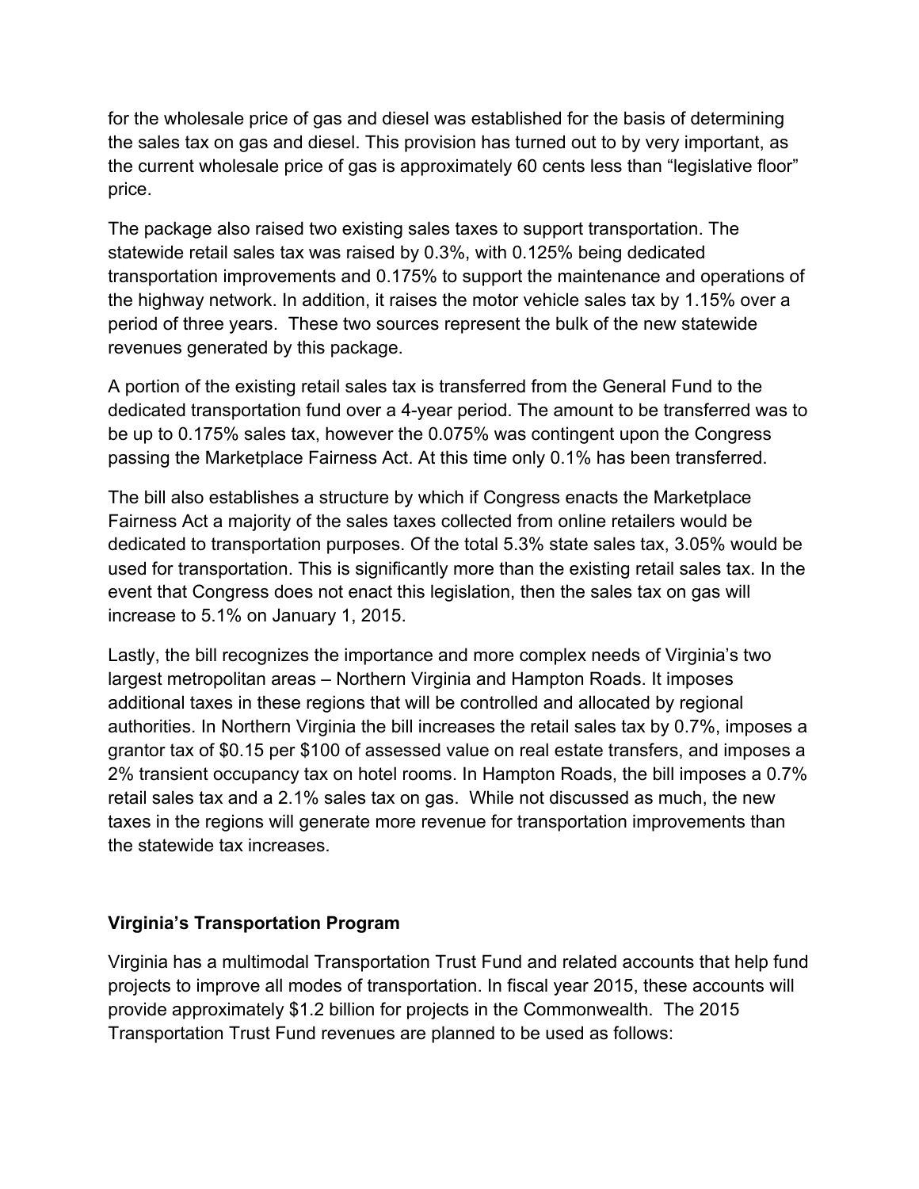for the wholesale price of gas and diesel was established for the basis of determining the sales tax on gas and diesel. This provision has turned out to by very important, as the current wholesale price of gas is approximately 60 cents less than "legislative floor" price.

The package also raised two existing sales taxes to support transportation. The statewide retail sales tax was raised by 0.3%, with 0.125% being dedicated transportation improvements and 0.175% to support the maintenance and operations of the highway network. In addition, it raises the motor vehicle sales tax by 1.15% over a period of three years. These two sources represent the bulk of the new statewide revenues generated by this package.

A portion of the existing retail sales tax is transferred from the General Fund to the dedicated transportation fund over a 4-year period. The amount to be transferred was to be up to 0.175% sales tax, however the 0.075% was contingent upon the Congress passing the Marketplace Fairness Act. At this time only 0.1% has been transferred.

The bill also establishes a structure by which if Congress enacts the Marketplace Fairness Act a majority of the sales taxes collected from online retailers would be dedicated to transportation purposes. Of the total 5.3% state sales tax, 3.05% would be used for transportation. This is significantly more than the existing retail sales tax. In the event that Congress does not enact this legislation, then the sales tax on gas will increase to 5.1% on January 1, 2015.

Lastly, the bill recognizes the importance and more complex needs of Virginia's two largest metropolitan areas – Northern Virginia and Hampton Roads. It imposes additional taxes in these regions that will be controlled and allocated by regional authorities. In Northern Virginia the bill increases the retail sales tax by 0.7%, imposes a grantor tax of $0.15 per $100 of assessed value on real estate transfers, and imposes a 2% transient occupancy tax on hotel rooms. In Hampton Roads, the bill imposes a 0.7% retail sales tax and a 2.1% sales tax on gas. While not discussed as much, the new taxes in the regions will generate more revenue for transportation improvements than the statewide tax increases.

## Virginia's Transportation Program

Virginia has a multimodal Transportation Trust Fund and related accounts that help fund projects to improve all modes of transportation. In fiscal year 2015, these accounts will provide approximately $1.2 billion for projects in the Commonwealth. The 2015 Transportation Trust Fund revenues are planned to be used as follows: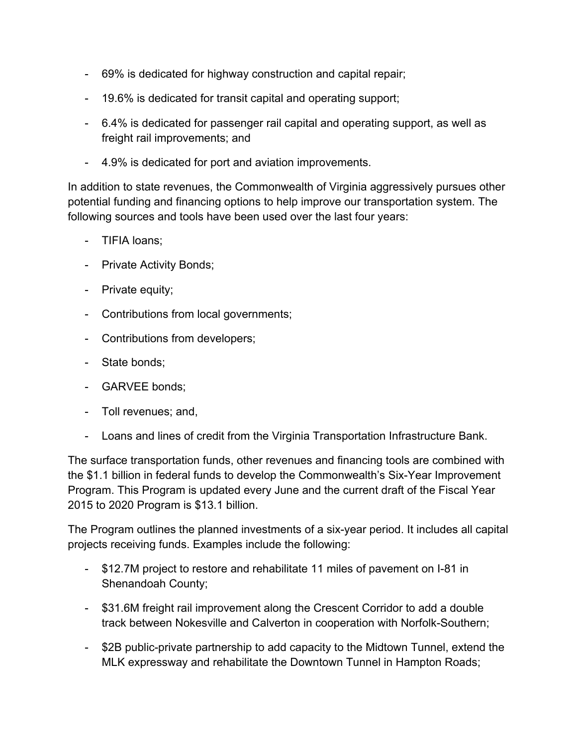- 69% is dedicated for highway construction and capital repair;
- 19.6% is dedicated for transit capital and operating support;
- 6.4% is dedicated for passenger rail capital and operating support, as well as freight rail improvements; and
- 4.9% is dedicated for port and aviation improvements.

In addition to state revenues, the Commonwealth of Virginia aggressively pursues other potential funding and financing options to help improve our transportation system. The following sources and tools have been used over the last four years:

- TIFIA loans;
- Private Activity Bonds;
- Private equity;
- Contributions from local governments;
- Contributions from developers;
- State bonds;
- GARVEE bonds;
- Toll revenues; and,
- Loans and lines of credit from the Virginia Transportation Infrastructure Bank.

The surface transportation funds, other revenues and financing tools are combined with the $1.1 billion in federal funds to develop the Commonwealth's Six-Year Improvement Program. This Program is updated every June and the current draft of the Fiscal Year 2015 to 2020 Program is $13.1 billion.

The Program outlines the planned investments of a six-year period. It includes all capital projects receiving funds. Examples include the following:

- $12.7M project to restore and rehabilitate 11 miles of pavement on I-81 in Shenandoah County;
- $31.6M freight rail improvement along the Crescent Corridor to add a double track between Nokesville and Calverton in cooperation with Norfolk-Southern;
- $2B public-private partnership to add capacity to the Midtown Tunnel, extend the MLK expressway and rehabilitate the Downtown Tunnel in Hampton Roads;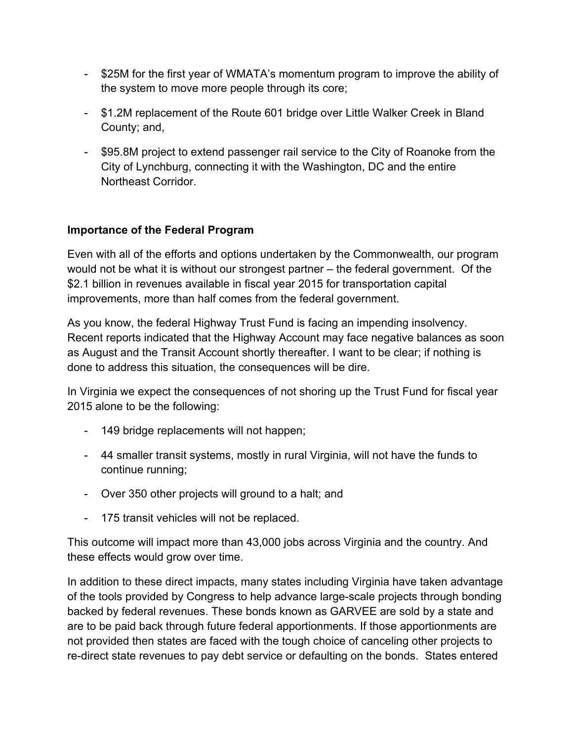- $25M for the first year of WMATA's momentum program to improve the ability of the system to move more people through its core;
- $1.2M replacement of the Route 601 bridge over Little Walker Creek in Bland County; and,
- $95.8M project to extend passenger rail service to the City of Roanoke from the City of Lynchburg, connecting it with the Washington, DC and the entire Northeast Corridor.

**Importance of the Federal Program**

Even with all of the efforts and options undertaken by the Commonwealth, our program would not be what it is without our strongest partner – the federal government. Of the $2.1 billion in revenues available in fiscal year 2015 for transportation capital improvements, more than half comes from the federal government.

As you know, the federal Highway Trust Fund is facing an impending insolvency. Recent reports indicated that the Highway Account may face negative balances as soon as August and the Transit Account shortly thereafter. I want to be clear; if nothing is done to address this situation, the consequences will be dire.

In Virginia we expect the consequences of not shoring up the Trust Fund for fiscal year 2015 alone to be the following:

- 149 bridge replacements will not happen;
- 44 smaller transit systems, mostly in rural Virginia, will not have the funds to continue running;
- Over 350 other projects will ground to a halt; and
- 175 transit vehicles will not be replaced.

This outcome will impact more than 43,000 jobs across Virginia and the country. And these effects would grow over time.

In addition to these direct impacts, many states including Virginia have taken advantage of the tools provided by Congress to help advance large-scale projects through bonding backed by federal revenues. These bonds known as GARVEE are sold by a state and are to be paid back through future federal apportionments. If those apportionments are not provided then states are faced with the tough choice of canceling other projects to re-direct state revenues to pay debt service or defaulting on the bonds. States entered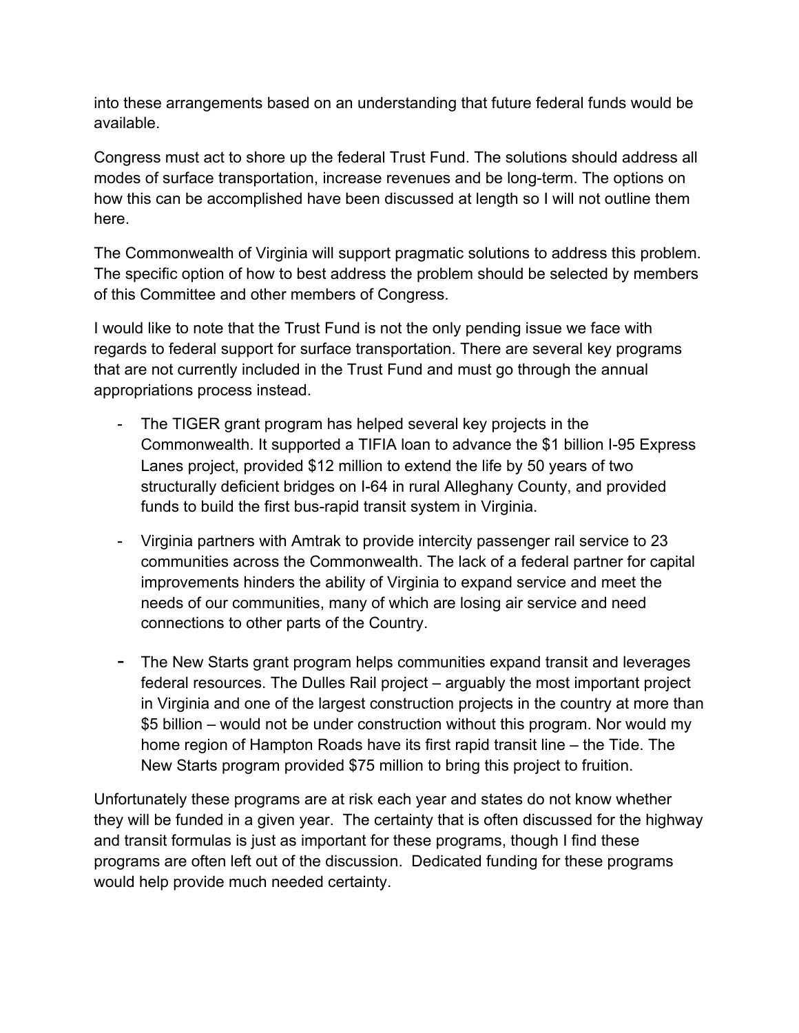into these arrangements based on an understanding that future federal funds would be available.

Congress must act to shore up the federal Trust Fund. The solutions should address all modes of surface transportation, increase revenues and be long-term. The options on how this can be accomplished have been discussed at length so I will not outline them here.

The Commonwealth of Virginia will support pragmatic solutions to address this problem. The specific option of how to best address the problem should be selected by members of this Committee and other members of Congress.

I would like to note that the Trust Fund is not the only pending issue we face with regards to federal support for surface transportation. There are several key programs that are not currently included in the Trust Fund and must go through the annual appropriations process instead.

- The TIGER grant program has helped several key projects in the Commonwealth. It supported a TIFIA loan to advance the $1 billion I-95 Express Lanes project, provided $12 million to extend the life by 50 years of two structurally deficient bridges on I-64 in rural Alleghany County, and provided funds to build the first bus-rapid transit system in Virginia.
- Virginia partners with Amtrak to provide intercity passenger rail service to 23 communities across the Commonwealth. The lack of a federal partner for capital improvements hinders the ability of Virginia to expand service and meet the needs of our communities, many of which are losing air service and need connections to other parts of the Country.
- The New Starts grant program helps communities expand transit and leverages federal resources. The Dulles Rail project – arguably the most important project in Virginia and one of the largest construction projects in the country at more than $5 billion – would not be under construction without this program. Nor would my home region of Hampton Roads have its first rapid transit line – the Tide. The New Starts program provided $75 million to bring this project to fruition.

Unfortunately these programs are at risk each year and states do not know whether they will be funded in a given year. The certainty that is often discussed for the highway and transit formulas is just as important for these programs, though I find these programs are often left out of the discussion. Dedicated funding for these programs would help provide much needed certainty.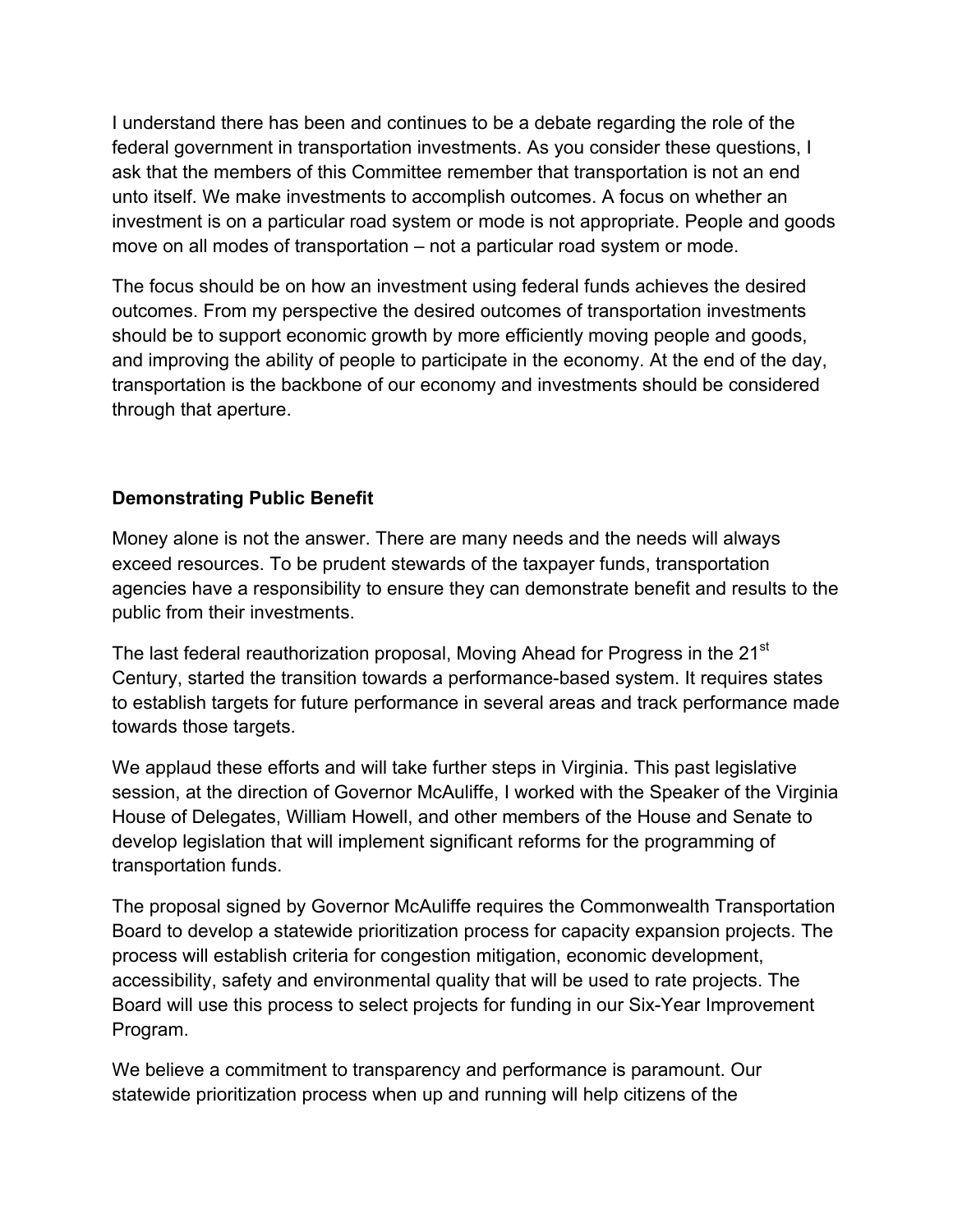I understand there has been and continues to be a debate regarding the role of the federal government in transportation investments. As you consider these questions, I ask that the members of this Committee remember that transportation is not an end unto itself. We make investments to accomplish outcomes. A focus on whether an investment is on a particular road system or mode is not appropriate. People and goods move on all modes of transportation – not a particular road system or mode.

The focus should be on how an investment using federal funds achieves the desired outcomes. From my perspective the desired outcomes of transportation investments should be to support economic growth by more efficiently moving people and goods, and improving the ability of people to participate in the economy. At the end of the day, transportation is the backbone of our economy and investments should be considered through that aperture.

**Demonstrating Public Benefit**

Money alone is not the answer. There are many needs and the needs will always exceed resources. To be prudent stewards of the taxpayer funds, transportation agencies have a responsibility to ensure they can demonstrate benefit and results to the public from their investments.

The last federal reauthorization proposal, Moving Ahead for Progress in the 21st Century, started the transition towards a performance-based system. It requires states to establish targets for future performance in several areas and track performance made towards those targets.

We applaud these efforts and will take further steps in Virginia. This past legislative session, at the direction of Governor McAuliffe, I worked with the Speaker of the Virginia House of Delegates, William Howell, and other members of the House and Senate to develop legislation that will implement significant reforms for the programming of transportation funds.

The proposal signed by Governor McAuliffe requires the Commonwealth Transportation Board to develop a statewide prioritization process for capacity expansion projects. The process will establish criteria for congestion mitigation, economic development, accessibility, safety and environmental quality that will be used to rate projects. The Board will use this process to select projects for funding in our Six-Year Improvement Program.

We believe a commitment to transparency and performance is paramount. Our statewide prioritization process when up and running will help citizens of the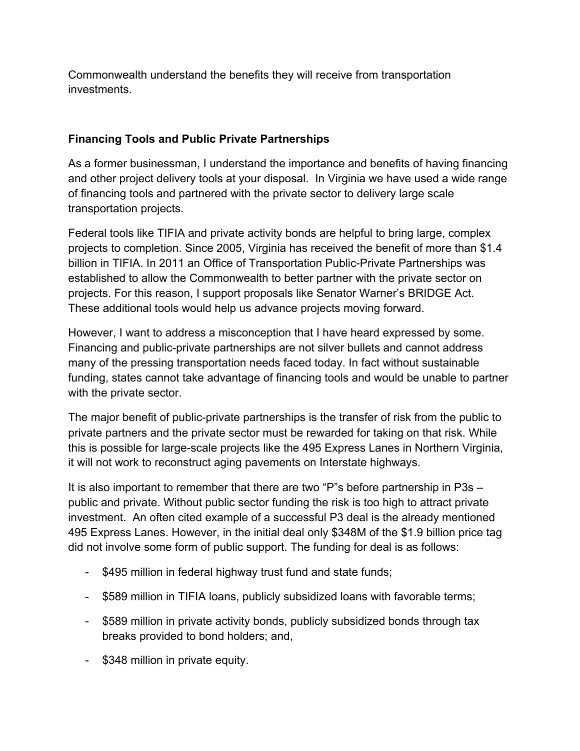Commonwealth understand the benefits they will receive from transportation investments.

### Financing Tools and Public Private Partnerships

As a former businessman, I understand the importance and benefits of having financing and other project delivery tools at your disposal. In Virginia we have used a wide range of financing tools and partnered with the private sector to delivery large scale transportation projects.

Federal tools like TIFIA and private activity bonds are helpful to bring large, complex projects to completion. Since 2005, Virginia has received the benefit of more than $1.4 billion in TIFIA. In 2011 an Office of Transportation Public-Private Partnerships was established to allow the Commonwealth to better partner with the private sector on projects. For this reason, I support proposals like Senator Warner's BRIDGE Act. These additional tools would help us advance projects moving forward.

However, I want to address a misconception that I have heard expressed by some. Financing and public-private partnerships are not silver bullets and cannot address many of the pressing transportation needs faced today. In fact without sustainable funding, states cannot take advantage of financing tools and would be unable to partner with the private sector.

The major benefit of public-private partnerships is the transfer of risk from the public to private partners and the private sector must be rewarded for taking on that risk. While this is possible for large-scale projects like the 495 Express Lanes in Northern Virginia, it will not work to reconstruct aging pavements on Interstate highways.

It is also important to remember that there are two "P"s before partnership in P3s – public and private. Without public sector funding the risk is too high to attract private investment. An often cited example of a successful P3 deal is the already mentioned 495 Express Lanes. However, in the initial deal only $348M of the $1.9 billion price tag did not involve some form of public support. The funding for deal is as follows:

- $495 million in federal highway trust fund and state funds;
- $589 million in TIFIA loans, publicly subsidized loans with favorable terms;
- $589 million in private activity bonds, publicly subsidized bonds through tax breaks provided to bond holders; and,
- $348 million in private equity.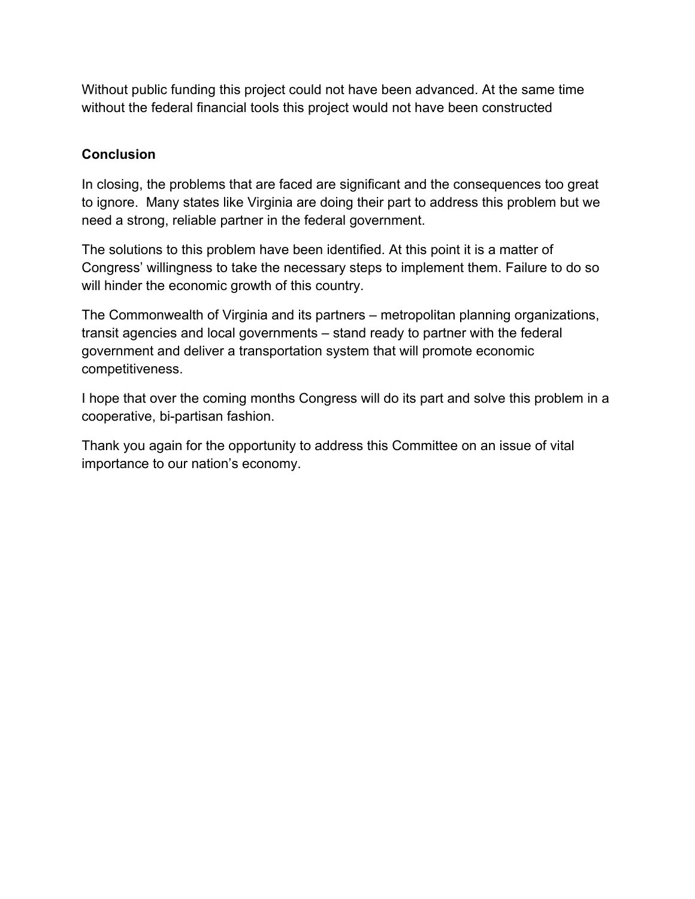Without public funding this project could not have been advanced. At the same time without the federal financial tools this project would not have been constructed

**Conclusion**

In closing, the problems that are faced are significant and the consequences too great to ignore. Many states like Virginia are doing their part to address this problem but we need a strong, reliable partner in the federal government.

The solutions to this problem have been identified. At this point it is a matter of Congress' willingness to take the necessary steps to implement them. Failure to do so will hinder the economic growth of this country.

The Commonwealth of Virginia and its partners – metropolitan planning organizations, transit agencies and local governments – stand ready to partner with the federal government and deliver a transportation system that will promote economic competitiveness.

I hope that over the coming months Congress will do its part and solve this problem in a cooperative, bi-partisan fashion.

Thank you again for the opportunity to address this Committee on an issue of vital importance to our nation's economy.